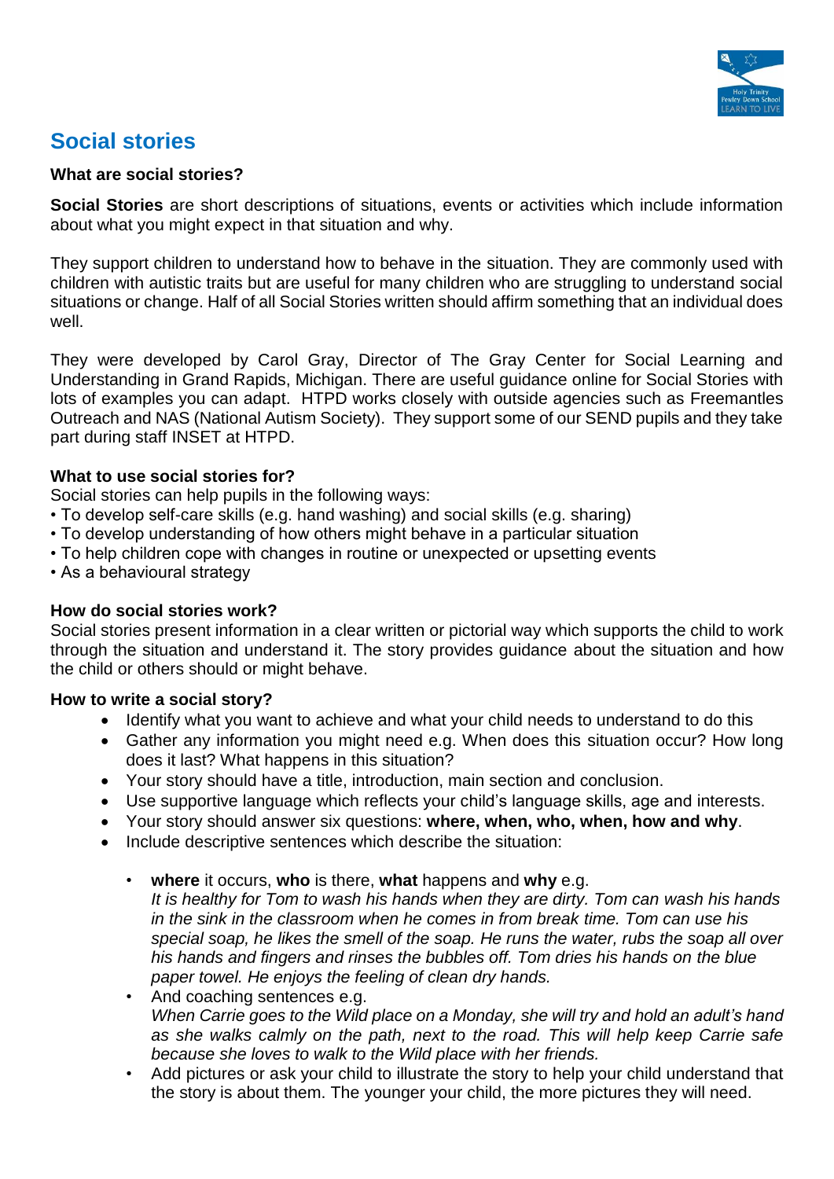# Social stories

**What are social stories?**

**Social Stories** are short descriptions of situations, events or activities which include information about what you might expect in that situation and why.

They support children to understand how to behave in the situation. They are commonly used with children with autistic traits but are useful for many children who are struggling to understand social situations or change. Half of all Social Stories written should affirm something that an individual does well.

They were developed by Carol Gray, Director of The Gray Center for Social Learning and Understanding in Grand Rapids, Michigan. There are useful guidance online for Social Stories with lots of examples you can adapt. HTPD works closely with outside agencies such as Freemantles Outreach and NAS (National Autism Society). They support some of our SEND pupils and they take part during staff INSET at HTPD.

**What to use social stories for?**

Social stories can help pupils in the following ways:

- To develop self-care skills (e.g. hand washing) and social skills (e.g. sharing)
- To develop understanding of how others might behave in a particular situation
- To help children cope with changes in routine or unexpected or upsetting events
- As a behavioural strategy

**How do social stories work?**

Social stories present information in a clear written or pictorial way which supports the child to work through the situation and understand it. The story provides guidance about the situation and how the child or others should or might behave.

**How to write a social story?**

- Identify what you want to achieve and what your child needs to understand to do this
- Gather any information you might need e.g. When does this situation occur? How long does it last? What happens in this situation?
- Your story should have a title, introduction, main section and conclusion.
- Use supportive language which reflects your child's language skills, age and interests.
- Your story should answer six questions: **where, when, who, when, how and why**.
- Include descriptive sentences which describe the situation:
  - **where** it occurs, **who** is there, **what** happens and **why** e.g.
    *It is healthy for Tom to wash his hands when they are dirty. Tom can wash his hands in the sink in the classroom when he comes in from break time. Tom can use his special soap, he likes the smell of the soap. He runs the water, rubs the soap all over his hands and fingers and rinses the bubbles off. Tom dries his hands on the blue paper towel. He enjoys the feeling of clean dry hands.*
  - And coaching sentences e.g.
    *When Carrie goes to the Wild place on a Monday, she will try and hold an adult's hand as she walks calmly on the path, next to the road. This will help keep Carrie safe because she loves to walk to the Wild place with her friends.*
  - Add pictures or ask your child to illustrate the story to help your child understand that the story is about them. The younger your child, the more pictures they will need.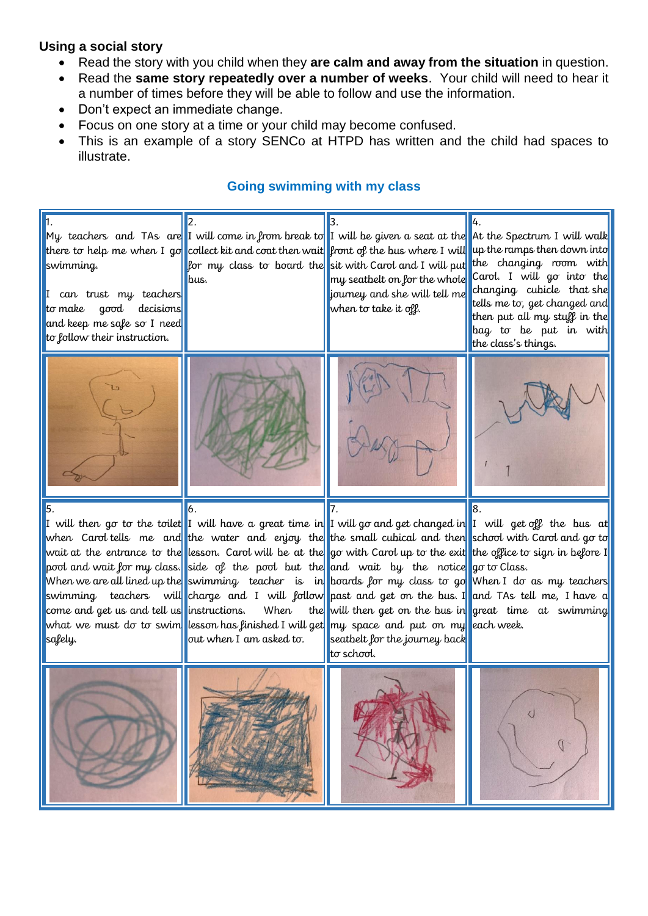**Using a social story**

- Read the story with you child when they **are calm and away from the situation** in question.
- Read the **same story repeatedly over a number of weeks**. Your child will need to hear it a number of times before they will be able to follow and use the information.
- Don't expect an immediate change.
- Focus on one story at a time or your child may become confused.
- This is an example of a story SENCo at HTPD has written and the child had spaces to illustrate.

## Going swimming with my class

| | | | |
|---|---|---|---|
| 1.<br>My teachers and TAs are there to help me when I go swimming.<br><br>I can trust my teachers to make good decisions and keep me safe so I need to follow their instruction. | 2.<br>I will come in from break to collect kit and coat then wait for my class to board the bus. | 3.<br>I will be given a seat at the front of the bus where I will sit with Carol and I will put my seatbelt on for the whole journey and she will tell me when to take it off. | 4.<br>At the Spectrum I will walk up the ramps then down into the changing room with Carol. I will go into the changing cubicle that she tells me to, get changed and then put all my stuff in the bag to be put in with the class's things. |
| | | | |
| 5.<br>I will then go to the toilet when Carol tells me and wait at the entrance to the pool and wait for my class. When we are all lined up the swimming teachers will come and get us and tell us what we must do to swim safely. | 6.<br>I will have a great time in the water and enjoy the lesson. Carol will be at the side of the pool but the swimming teacher is in charge and I will follow instructions. When the lesson has finished I will get out when I am asked to. | 7.<br>I will go and get changed in the small cubical and then go with Carol up to the exit and wait by the notice boards for my class to go past and get on the bus. I will then get on the bus in my space and put on my seatbelt for the journey back to school. | 8.<br>I will get off the bus at school with Carol and go to the office to sign in before I go to Class.<br>When I do as my teachers and TAs tell me, I have a great time at swimming each week. |
| | | | |